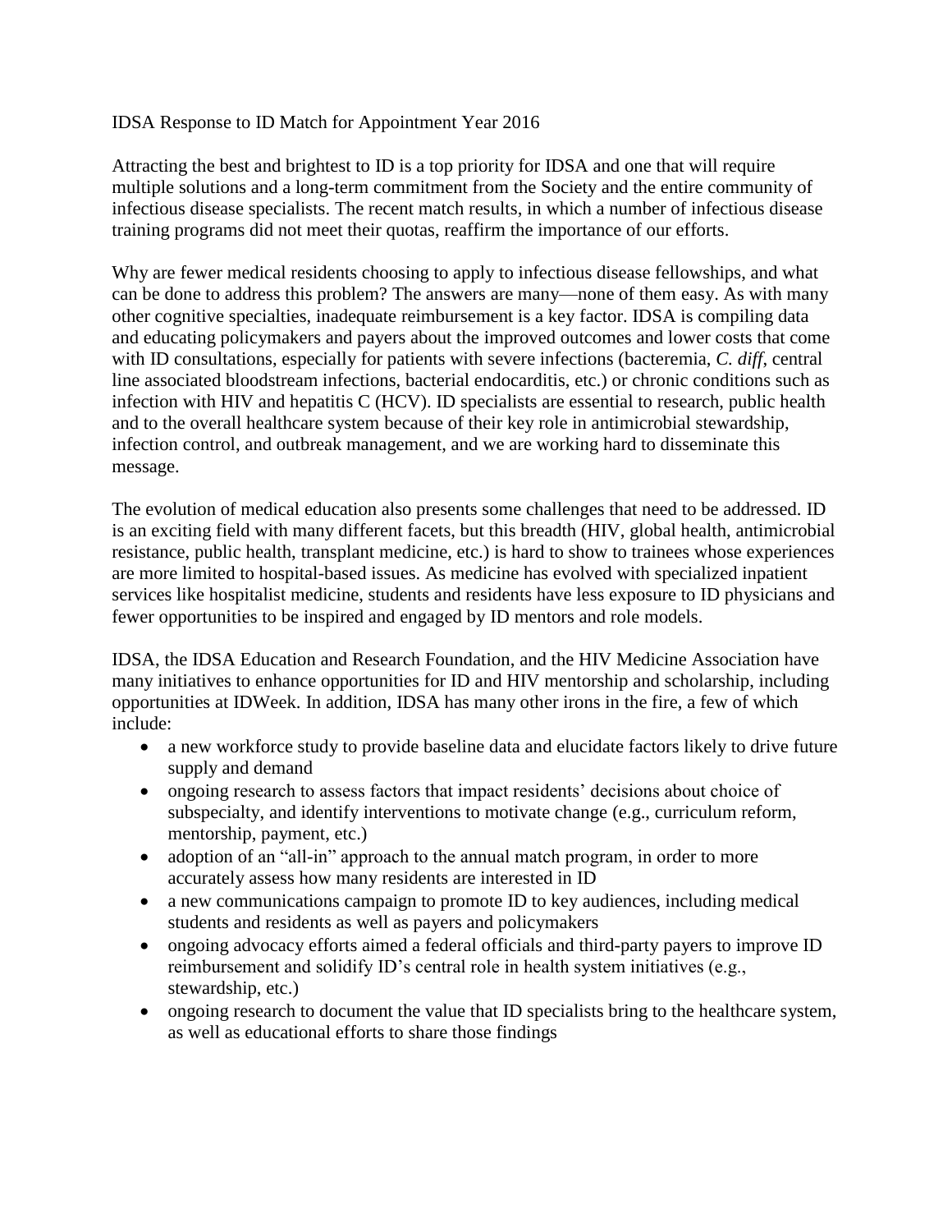# IDSA Response to ID Match for Appointment Year 2016

Attracting the best and brightest to ID is a top priority for IDSA and one that will require multiple solutions and a long-term commitment from the Society and the entire community of infectious disease specialists. The recent match results, in which a number of infectious disease training programs did not meet their quotas, reaffirm the importance of our efforts.

Why are fewer medical residents choosing to apply to infectious disease fellowships, and what can be done to address this problem? The answers are many—none of them easy. As with many other cognitive specialties, inadequate reimbursement is a key factor. IDSA is compiling data and educating policymakers and payers about the improved outcomes and lower costs that come with ID consultations, especially for patients with severe infections (bacteremia, *C. diff*, central line associated bloodstream infections, bacterial endocarditis, etc.) or chronic conditions such as infection with HIV and hepatitis C (HCV). ID specialists are essential to research, public health and to the overall healthcare system because of their key role in antimicrobial stewardship, infection control, and outbreak management, and we are working hard to disseminate this message.

The evolution of medical education also presents some challenges that need to be addressed. ID is an exciting field with many different facets, but this breadth (HIV, global health, antimicrobial resistance, public health, transplant medicine, etc.) is hard to show to trainees whose experiences are more limited to hospital-based issues. As medicine has evolved with specialized inpatient services like hospitalist medicine, students and residents have less exposure to ID physicians and fewer opportunities to be inspired and engaged by ID mentors and role models.

IDSA, the IDSA Education and Research Foundation, and the HIV Medicine Association have many initiatives to enhance opportunities for ID and HIV mentorship and scholarship, including opportunities at IDWeek. In addition, IDSA has many other irons in the fire, a few of which include:

- a new workforce study to provide baseline data and elucidate factors likely to drive future supply and demand
- ongoing research to assess factors that impact residents' decisions about choice of subspecialty, and identify interventions to motivate change (e.g., curriculum reform, mentorship, payment, etc.)
- adoption of an "all-in" approach to the annual match program, in order to more accurately assess how many residents are interested in ID
- a new communications campaign to promote ID to key audiences, including medical students and residents as well as payers and policymakers
- ongoing advocacy efforts aimed a federal officials and third-party payers to improve ID reimbursement and solidify ID's central role in health system initiatives (e.g., stewardship, etc.)
- ongoing research to document the value that ID specialists bring to the healthcare system, as well as educational efforts to share those findings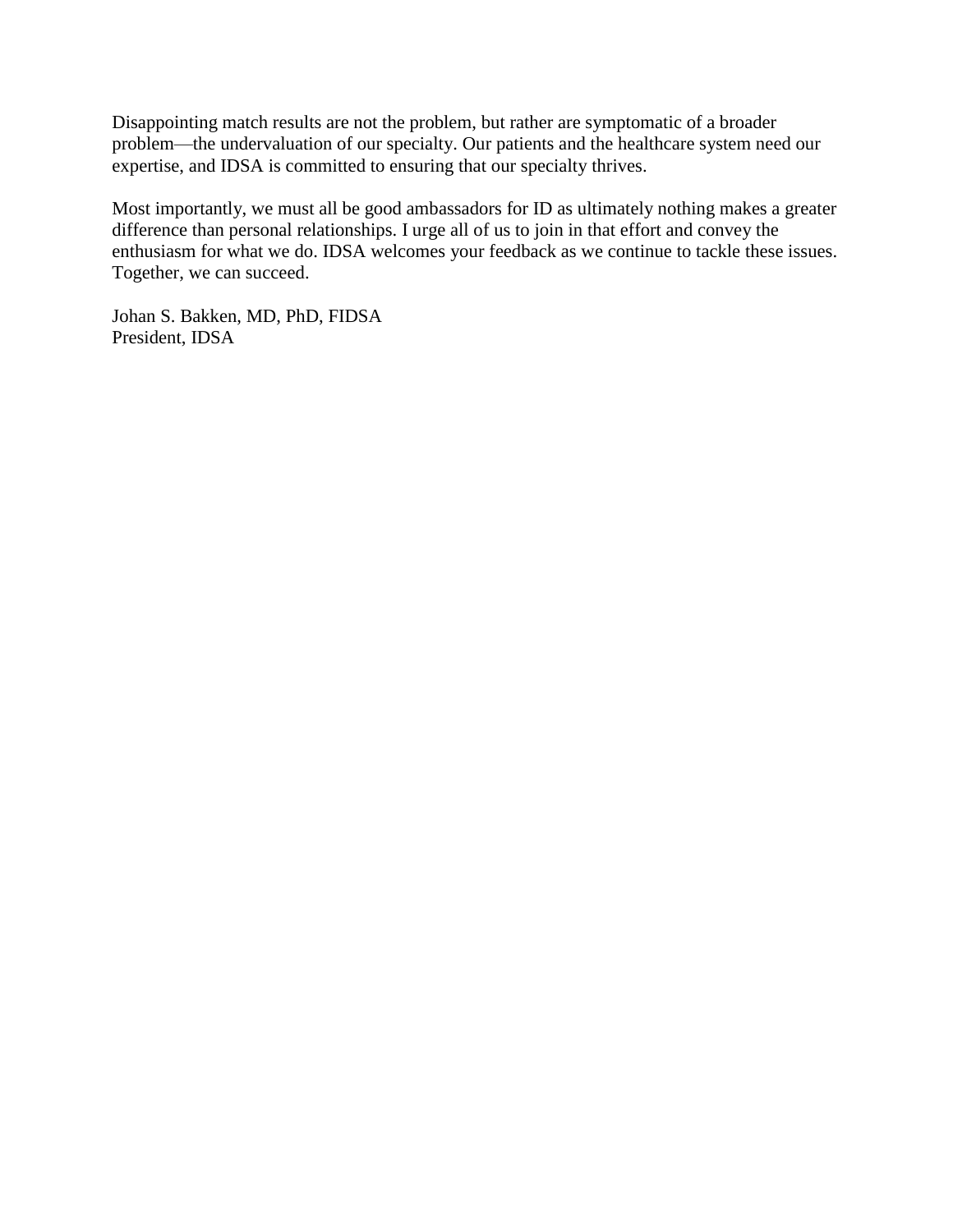Disappointing match results are not the problem, but rather are symptomatic of a broader problem—the undervaluation of our specialty. Our patients and the healthcare system need our expertise, and IDSA is committed to ensuring that our specialty thrives.

Most importantly, we must all be good ambassadors for ID as ultimately nothing makes a greater difference than personal relationships. I urge all of us to join in that effort and convey the enthusiasm for what we do. IDSA welcomes your feedback as we continue to tackle these issues. Together, we can succeed.

Johan S. Bakken, MD, PhD, FIDSA
President, IDSA